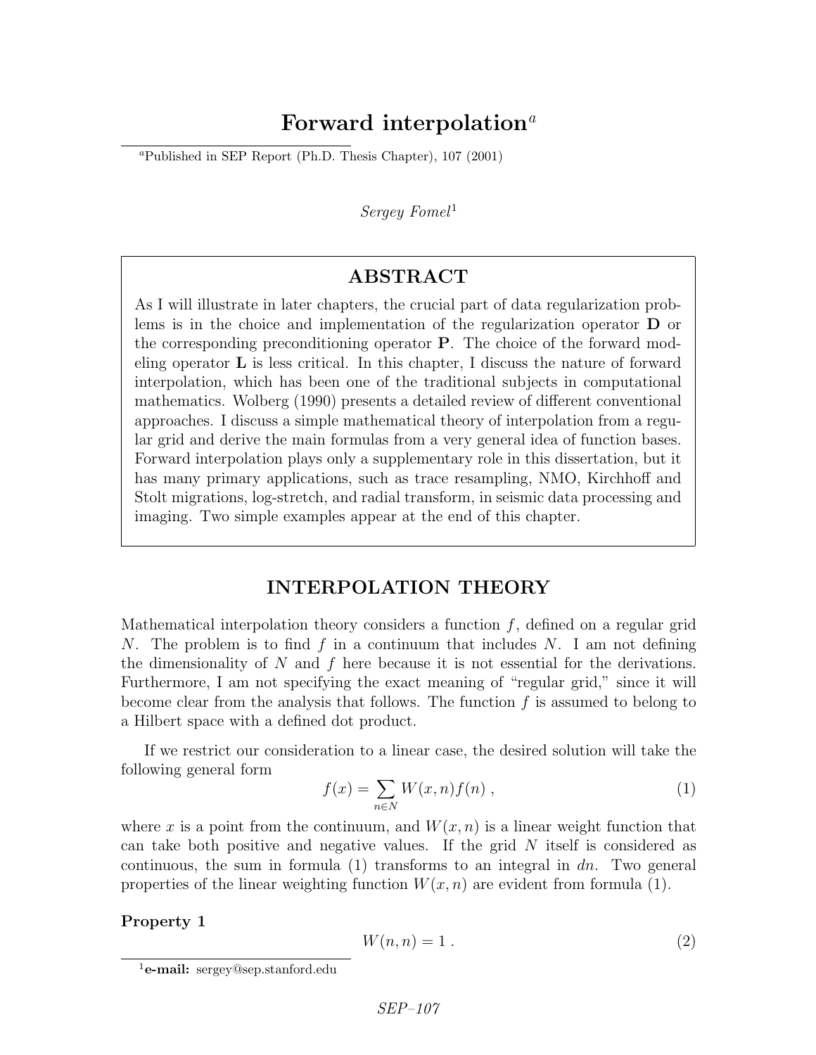# Forward interpolation[a]

[a]Published in SEP Report (Ph.D. Thesis Chapter), 107 (2001)

*Sergey Fomel*[1]

## ABSTRACT

As I will illustrate in later chapters, the crucial part of data regularization problems is in the choice and implementation of the regularization operator $\mathbf{D}$ or the corresponding preconditioning operator $\mathbf{P}$. The choice of the forward modeling operator $\mathbf{L}$ is less critical. In this chapter, I discuss the nature of forward interpolation, which has been one of the traditional subjects in computational mathematics. Wolberg (1990) presents a detailed review of different conventional approaches. I discuss a simple mathematical theory of interpolation from a regular grid and derive the main formulas from a very general idea of function bases. Forward interpolation plays only a supplementary role in this dissertation, but it has many primary applications, such as trace resampling, NMO, Kirchhoff and Stolt migrations, log-stretch, and radial transform, in seismic data processing and imaging. Two simple examples appear at the end of this chapter.

## INTERPOLATION THEORY

Mathematical interpolation theory considers a function $f$, defined on a regular grid $N$. The problem is to find $f$ in a continuum that includes $N$. I am not defining the dimensionality of $N$ and $f$ here because it is not essential for the derivations. Furthermore, I am not specifying the exact meaning of "regular grid," since it will become clear from the analysis that follows. The function $f$ is assumed to belong to a Hilbert space with a defined dot product.

If we restrict our consideration to a linear case, the desired solution will take the following general form

$$f(x) = \sum_{n \in N} W(x,n) f(n) \; , \tag{1}$$

where $x$ is a point from the continuum, and $W(x,n)$ is a linear weight function that can take both positive and negative values. If the grid $N$ itself is considered as continuous, the sum in formula (1) transforms to an integral in $dn$. Two general properties of the linear weighting function $W(x,n)$ are evident from formula (1).

**Property 1**

$$W(n,n) = 1 \; . \tag{2}$$

[1]**e-mail:** sergey@sep.stanford.edu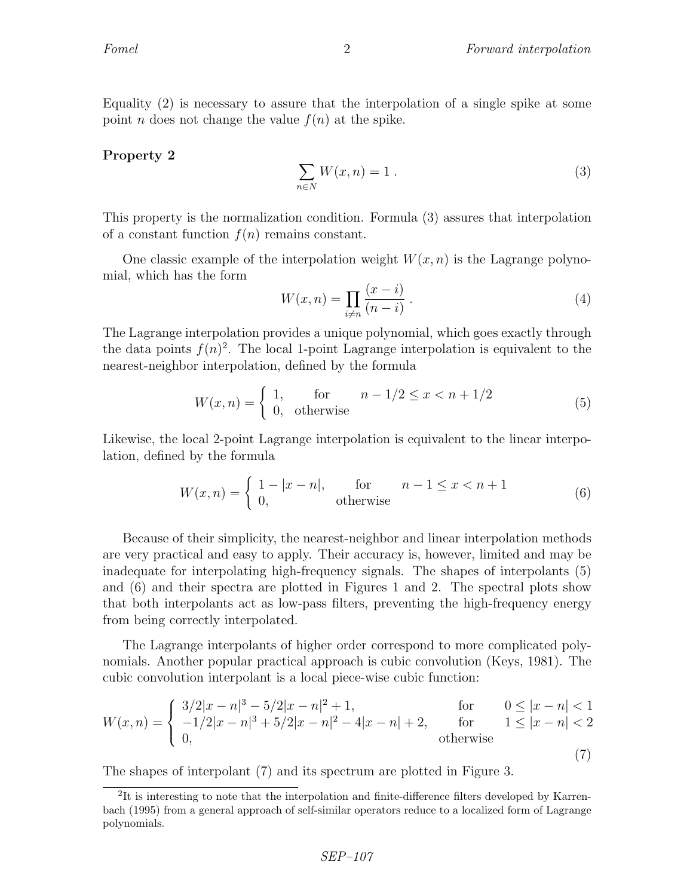Equality (2) is necessary to assure that the interpolation of a single spike at some point $n$ does not change the value $f(n)$ at the spike.

**Property 2**

$$\sum_{n \in N} W(x,n) = 1 \; . \tag{3}$$

This property is the normalization condition. Formula (3) assures that interpolation of a constant function $f(n)$ remains constant.

One classic example of the interpolation weight $W(x,n)$ is the Lagrange polynomial, which has the form

$$W(x,n) = \prod_{i \neq n} \frac{(x-i)}{(n-i)} \; . \tag{4}$$

The Lagrange interpolation provides a unique polynomial, which goes exactly through the data points $f(n)$[2]. The local 1-point Lagrange interpolation is equivalent to the nearest-neighbor interpolation, defined by the formula

$$W(x,n) = \left\{ \begin{array}{ll} 1, & \text{for} \quad n - 1/2 \leq x < n + 1/2 \\ 0, & \text{otherwise} \end{array} \right. \tag{5}$$

Likewise, the local 2-point Lagrange interpolation is equivalent to the linear interpolation, defined by the formula

$$W(x,n) = \left\{ \begin{array}{ll} 1 - |x-n|, & \text{for} \quad n - 1 \leq x < n + 1 \\ 0, & \text{otherwise} \end{array} \right. \tag{6}$$

Because of their simplicity, the nearest-neighbor and linear interpolation methods are very practical and easy to apply. Their accuracy is, however, limited and may be inadequate for interpolating high-frequency signals. The shapes of interpolants (5) and (6) and their spectra are plotted in Figures 1 and 2. The spectral plots show that both interpolants act as low-pass filters, preventing the high-frequency energy from being correctly interpolated.

The Lagrange interpolants of higher order correspond to more complicated polynomials. Another popular practical approach is cubic convolution (Keys, 1981). The cubic convolution interpolant is a local piece-wise cubic function:

$$W(x,n) = \left\{ \begin{array}{lll} 3/2|x-n|^3 - 5/2|x-n|^2 + 1, & \text{for} & 0 \leq |x-n| < 1 \\ -1/2|x-n|^3 + 5/2|x-n|^2 - 4|x-n| + 2, & \text{for} & 1 \leq |x-n| < 2 \\ 0, & \text{otherwise} & \end{array} \right. \tag{7}$$

The shapes of interpolant (7) and its spectrum are plotted in Figure 3.

[2] It is interesting to note that the interpolation and finite-difference filters developed by Karrenbach (1995) from a general approach of self-similar operators reduce to a localized form of Lagrange polynomials.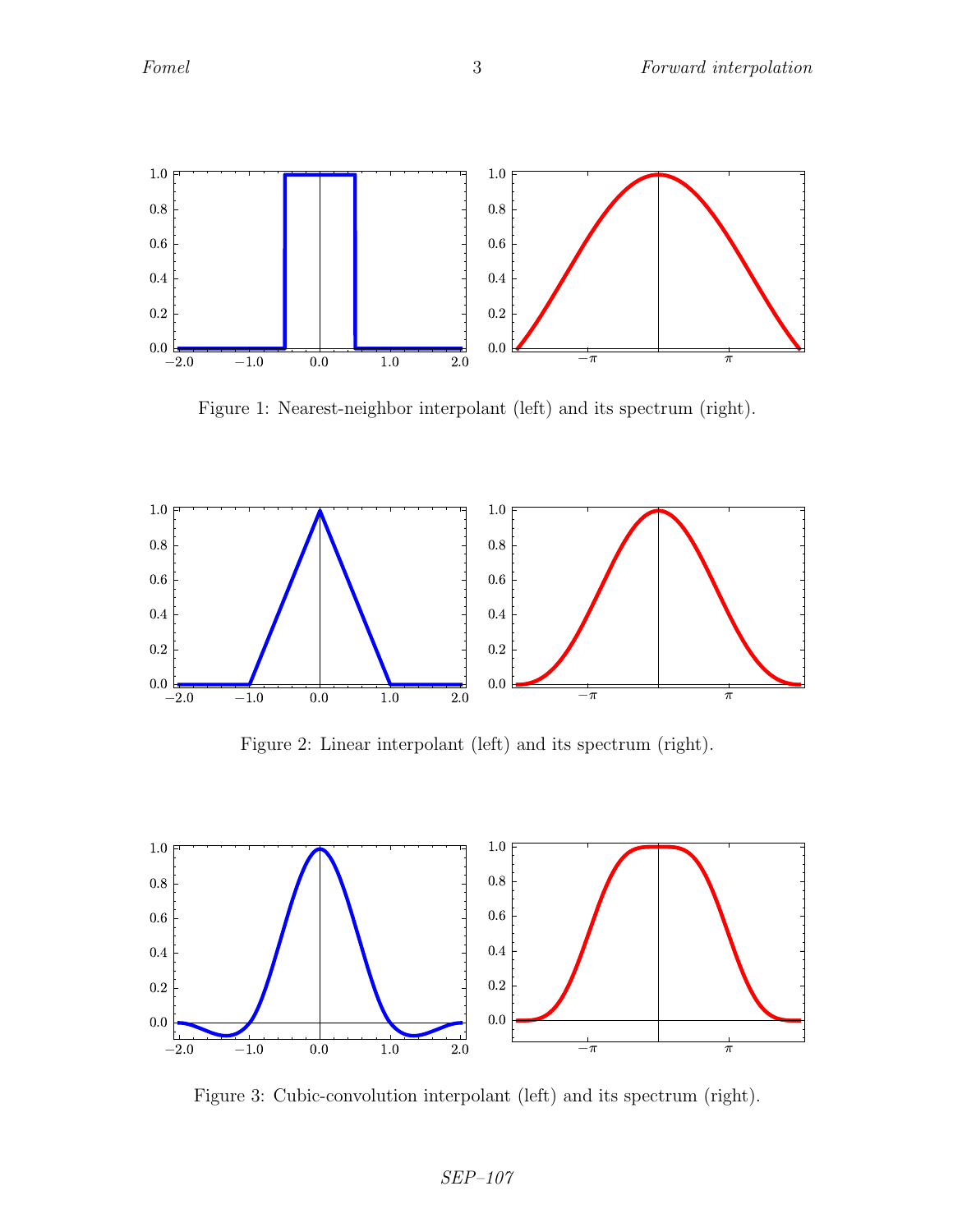Figure 1: Nearest-neighbor interpolant (left) and its spectrum (right).

Figure 2: Linear interpolant (left) and its spectrum (right).

Figure 3: Cubic-convolution interpolant (left) and its spectrum (right).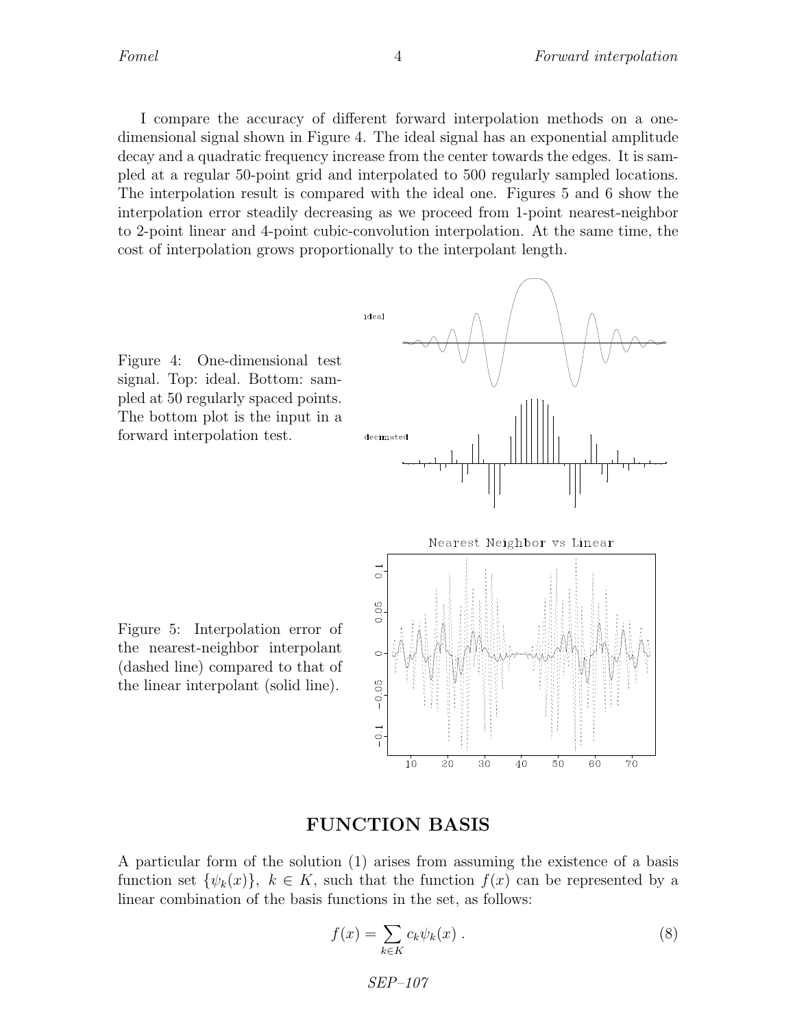I compare the accuracy of different forward interpolation methods on a one-dimensional signal shown in Figure 4. The ideal signal has an exponential amplitude decay and a quadratic frequency increase from the center towards the edges. It is sampled at a regular 50-point grid and interpolated to 500 regularly sampled locations. The interpolation result is compared with the ideal one. Figures 5 and 6 show the interpolation error steadily decreasing as we proceed from 1-point nearest-neighbor to 2-point linear and 4-point cubic-convolution interpolation. At the same time, the cost of interpolation grows proportionally to the interpolant length.

Figure 4: One-dimensional test signal. Top: ideal. Bottom: sampled at 50 regularly spaced points. The bottom plot is the input in a forward interpolation test.

Figure 5: Interpolation error of the nearest-neighbor interpolant (dashed line) compared to that of the linear interpolant (solid line).

## FUNCTION BASIS

A particular form of the solution (1) arises from assuming the existence of a basis function set $\{\psi_k(x)\},\ k \in K$, such that the function $f(x)$ can be represented by a linear combination of the basis functions in the set, as follows:

$$f(x) = \sum_{k \in K} c_k \psi_k(x) \; . \tag{8}$$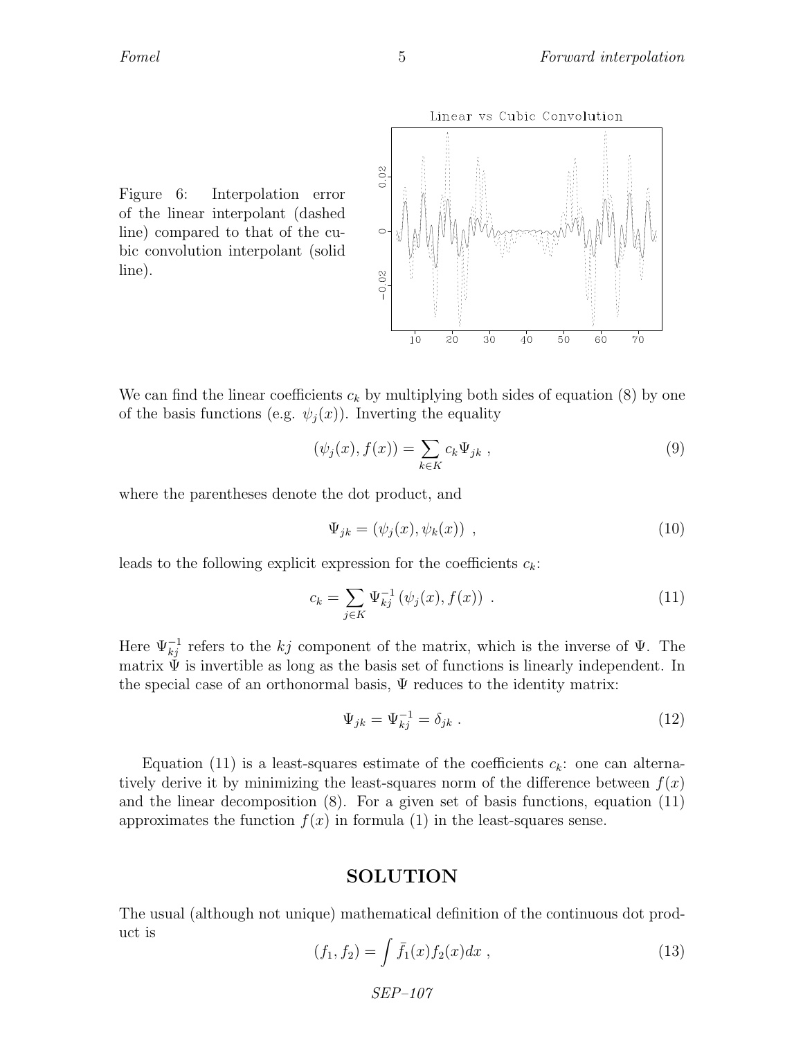Figure 6: Interpolation error of the linear interpolant (dashed line) compared to that of the cubic convolution interpolant (solid line).

We can find the linear coefficients $c_k$ by multiplying both sides of equation (8) by one of the basis functions (e.g. $\psi_j(x)$). Inverting the equality

$$(\psi_j(x), f(x)) = \sum_{k \in K} c_k \Psi_{jk} \ , \tag{9}$$

where the parentheses denote the dot product, and

$$\Psi_{jk} = (\psi_j(x), \psi_k(x)) \ , \tag{10}$$

leads to the following explicit expression for the coefficients $c_k$:

$$c_k = \sum_{j \in K} \Psi_{kj}^{-1} \left(\psi_j(x), f(x)\right) \ . \tag{11}$$

Here $\Psi_{kj}^{-1}$ refers to the $kj$ component of the matrix, which is the inverse of $\Psi$. The matrix $\Psi$ is invertible as long as the basis set of functions is linearly independent. In the special case of an orthonormal basis, $\Psi$ reduces to the identity matrix:

$$\Psi_{jk} = \Psi_{kj}^{-1} = \delta_{jk} \ . \tag{12}$$

Equation (11) is a least-squares estimate of the coefficients $c_k$: one can alternatively derive it by minimizing the least-squares norm of the difference between $f(x)$ and the linear decomposition (8). For a given set of basis functions, equation (11) approximates the function $f(x)$ in formula (1) in the least-squares sense.

## SOLUTION

The usual (although not unique) mathematical definition of the continuous dot product is

$$(f_1, f_2) = \int \bar{f}_1(x) f_2(x) dx \ , \tag{13}$$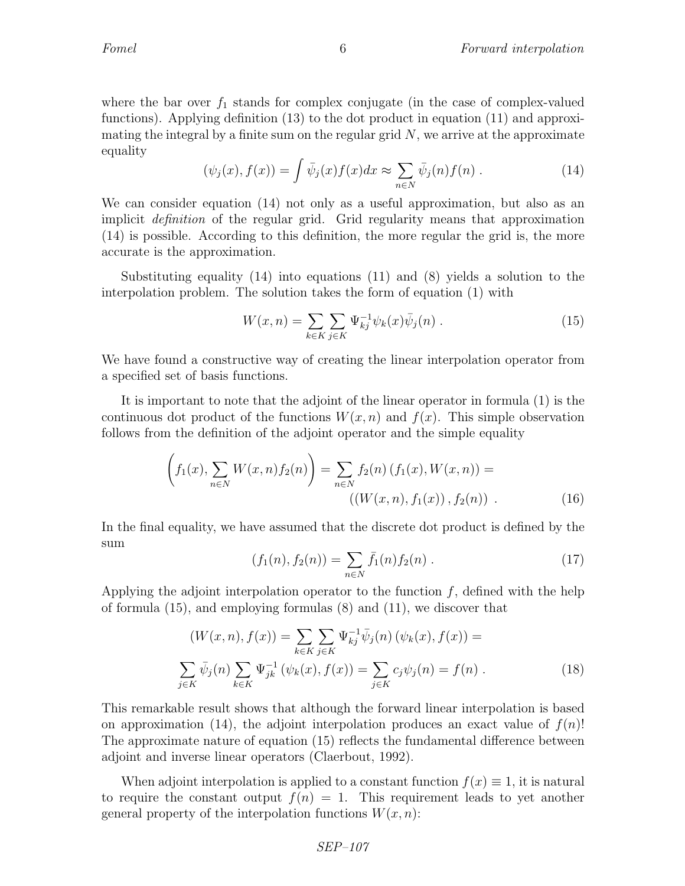where the bar over $f_1$ stands for complex conjugate (in the case of complex-valued functions). Applying definition (13) to the dot product in equation (11) and approximating the integral by a finite sum on the regular grid $N$, we arrive at the approximate equality

$$(\psi_j(x), f(x)) = \int \bar{\psi}_j(x) f(x) dx \approx \sum_{n \in N} \bar{\psi}_j(n) f(n) \; . \tag{14}$$

We can consider equation (14) not only as a useful approximation, but also as an implicit *definition* of the regular grid. Grid regularity means that approximation (14) is possible. According to this definition, the more regular the grid is, the more accurate is the approximation.

Substituting equality (14) into equations (11) and (8) yields a solution to the interpolation problem. The solution takes the form of equation (1) with

$$W(x,n) = \sum_{k \in K} \sum_{j \in K} \Psi_{kj}^{-1} \psi_k(x) \bar{\psi}_j(n) \; . \tag{15}$$

We have found a constructive way of creating the linear interpolation operator from a specified set of basis functions.

It is important to note that the adjoint of the linear operator in formula (1) is the continuous dot product of the functions $W(x,n)$ and $f(x)$. This simple observation follows from the definition of the adjoint operator and the simple equality

$$\left( f_1(x), \sum_{n \in N} W(x,n) f_2(n) \right) = \sum_{n \in N} f_2(n) \left( f_1(x), W(x,n) \right) = \left( \left( W(x,n), f_1(x) \right), f_2(n) \right) \; . \tag{16}$$

In the final equality, we have assumed that the discrete dot product is defined by the sum

$$(f_1(n), f_2(n)) = \sum_{n \in N} \bar{f}_1(n) f_2(n) \; . \tag{17}$$

Applying the adjoint interpolation operator to the function $f$, defined with the help of formula (15), and employing formulas (8) and (11), we discover that

$$(W(x,n), f(x)) = \sum_{k \in K} \sum_{j \in K} \Psi_{kj}^{-1} \bar{\psi}_j(n) \left( \psi_k(x), f(x) \right) = \sum_{j \in K} \bar{\psi}_j(n) \sum_{k \in K} \Psi_{jk}^{-1} \left( \psi_k(x), f(x) \right) = \sum_{j \in K} c_j \psi_j(n) = f(n) \; . \tag{18}$$

This remarkable result shows that although the forward linear interpolation is based on approximation (14), the adjoint interpolation produces an exact value of $f(n)$! The approximate nature of equation (15) reflects the fundamental difference between adjoint and inverse linear operators (Claerbout, 1992).

When adjoint interpolation is applied to a constant function $f(x) \equiv 1$, it is natural to require the constant output $f(n) = 1$. This requirement leads to yet another general property of the interpolation functions $W(x,n)$: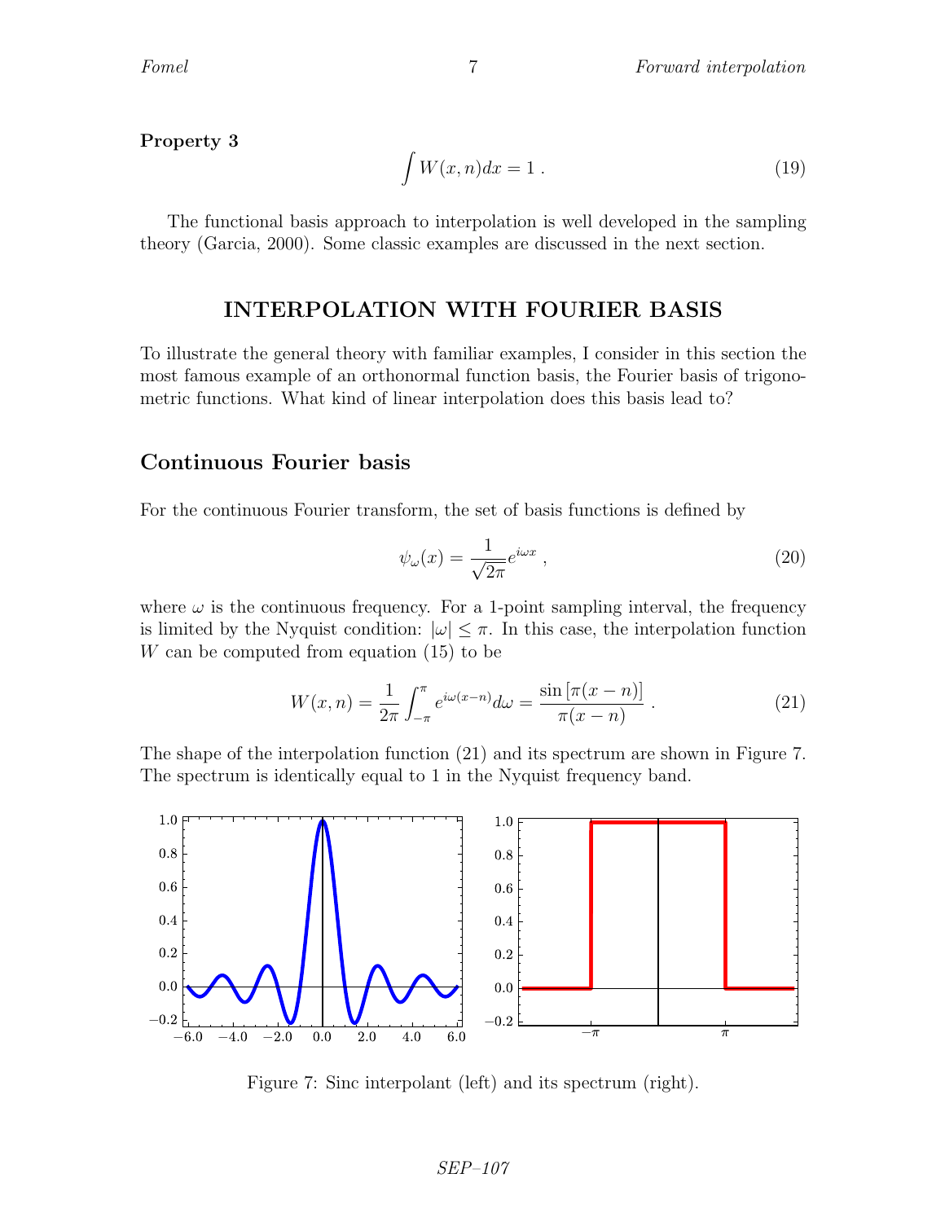**Property 3**

$$\int W(x,n) dx = 1 \; . \tag{19}$$

The functional basis approach to interpolation is well developed in the sampling theory (Garcia, 2000). Some classic examples are discussed in the next section.

## INTERPOLATION WITH FOURIER BASIS

To illustrate the general theory with familiar examples, I consider in this section the most famous example of an orthonormal function basis, the Fourier basis of trigonometric functions. What kind of linear interpolation does this basis lead to?

### Continuous Fourier basis

For the continuous Fourier transform, the set of basis functions is defined by

$$\psi_\omega(x) = \frac{1}{\sqrt{2\pi}} e^{i\omega x} \; , \tag{20}$$

where $\omega$ is the continuous frequency. For a 1-point sampling interval, the frequency is limited by the Nyquist condition: $|\omega| \leq \pi$. In this case, the interpolation function $W$ can be computed from equation (15) to be

$$W(x,n) = \frac{1}{2\pi} \int_{-\pi}^{\pi} e^{i\omega(x-n)} d\omega = \frac{\sin\left[\pi(x-n)\right]}{\pi(x-n)} \; . \tag{21}$$

The shape of the interpolation function (21) and its spectrum are shown in Figure 7. The spectrum is identically equal to 1 in the Nyquist frequency band.

Figure 7: Sinc interpolant (left) and its spectrum (right).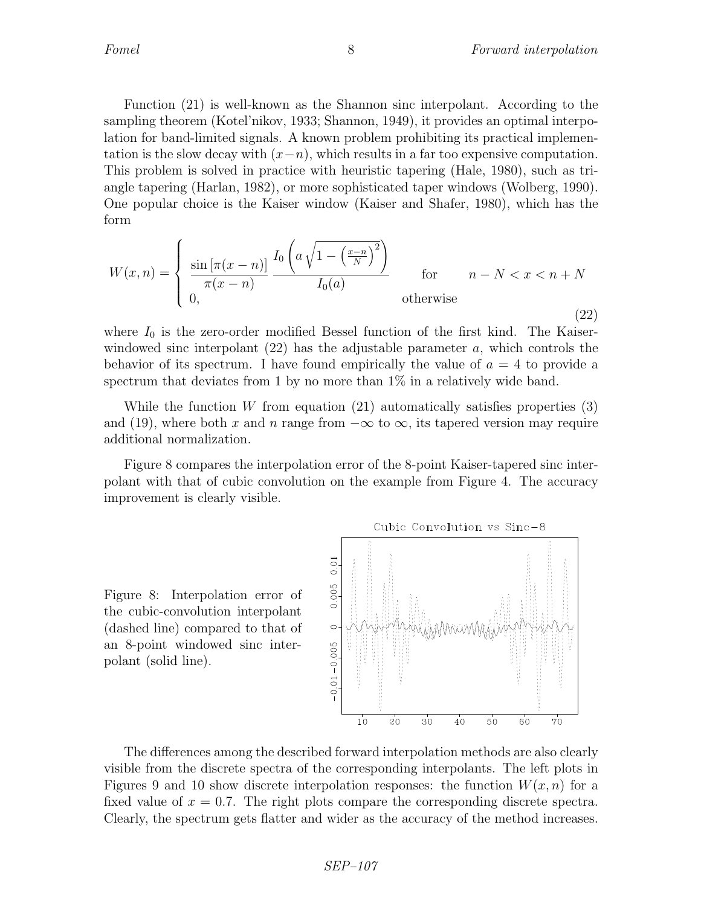Function (21) is well-known as the Shannon sinc interpolant. According to the sampling theorem (Kotel'nikov, 1933; Shannon, 1949), it provides an optimal interpolation for band-limited signals. A known problem prohibiting its practical implementation is the slow decay with $(x-n)$, which results in a far too expensive computation. This problem is solved in practice with heuristic tapering (Hale, 1980), such as triangle tapering (Harlan, 1982), or more sophisticated taper windows (Wolberg, 1990). One popular choice is the Kaiser window (Kaiser and Shafer, 1980), which has the form

$$W(x,n) = \begin{cases} \dfrac{\sin\left[\pi(x-n)\right]}{\pi(x-n)} \dfrac{I_0\left(a\sqrt{1-\left(\frac{x-n}{N}\right)^2}\right)}{I_0(a)} & \text{for} \quad n-N < x < n+N \\ 0, & \text{otherwise} \end{cases} \tag{22}$$

where $I_0$ is the zero-order modified Bessel function of the first kind. The Kaiser-windowed sinc interpolant (22) has the adjustable parameter $a$, which controls the behavior of its spectrum. I have found empirically the value of $a = 4$ to provide a spectrum that deviates from 1 by no more than 1% in a relatively wide band.

While the function $W$ from equation (21) automatically satisfies properties (3) and (19), where both $x$ and $n$ range from $-\infty$ to $\infty$, its tapered version may require additional normalization.

Figure 8 compares the interpolation error of the 8-point Kaiser-tapered sinc interpolant with that of cubic convolution on the example from Figure 4. The accuracy improvement is clearly visible.

Figure 8: Interpolation error of the cubic-convolution interpolant (dashed line) compared to that of an 8-point windowed sinc interpolant (solid line).

The differences among the described forward interpolation methods are also clearly visible from the discrete spectra of the corresponding interpolants. The left plots in Figures 9 and 10 show discrete interpolation responses: the function $W(x,n)$ for a fixed value of $x = 0.7$. The right plots compare the corresponding discrete spectra. Clearly, the spectrum gets flatter and wider as the accuracy of the method increases.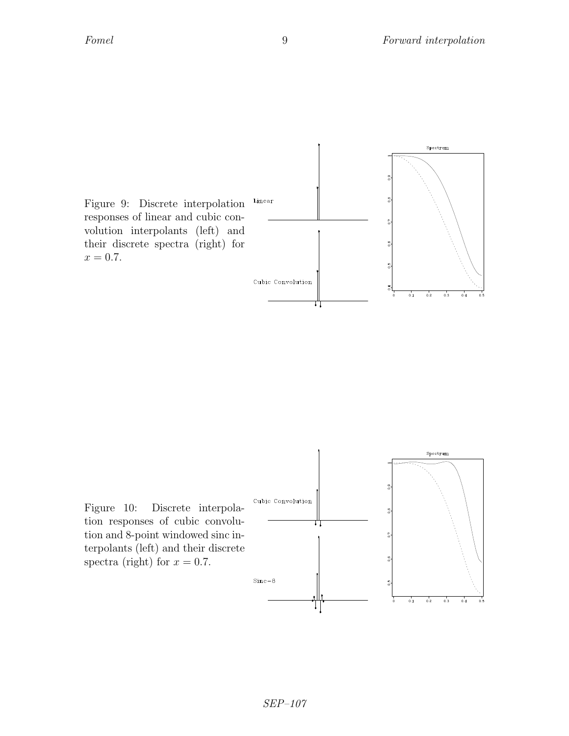Figure 9: Discrete interpolation responses of linear and cubic convolution interpolants (left) and their discrete spectra (right) for $x = 0.7$.

Figure 10: Discrete interpolation responses of cubic convolution and 8-point windowed sinc interpolants (left) and their discrete spectra (right) for $x = 0.7$.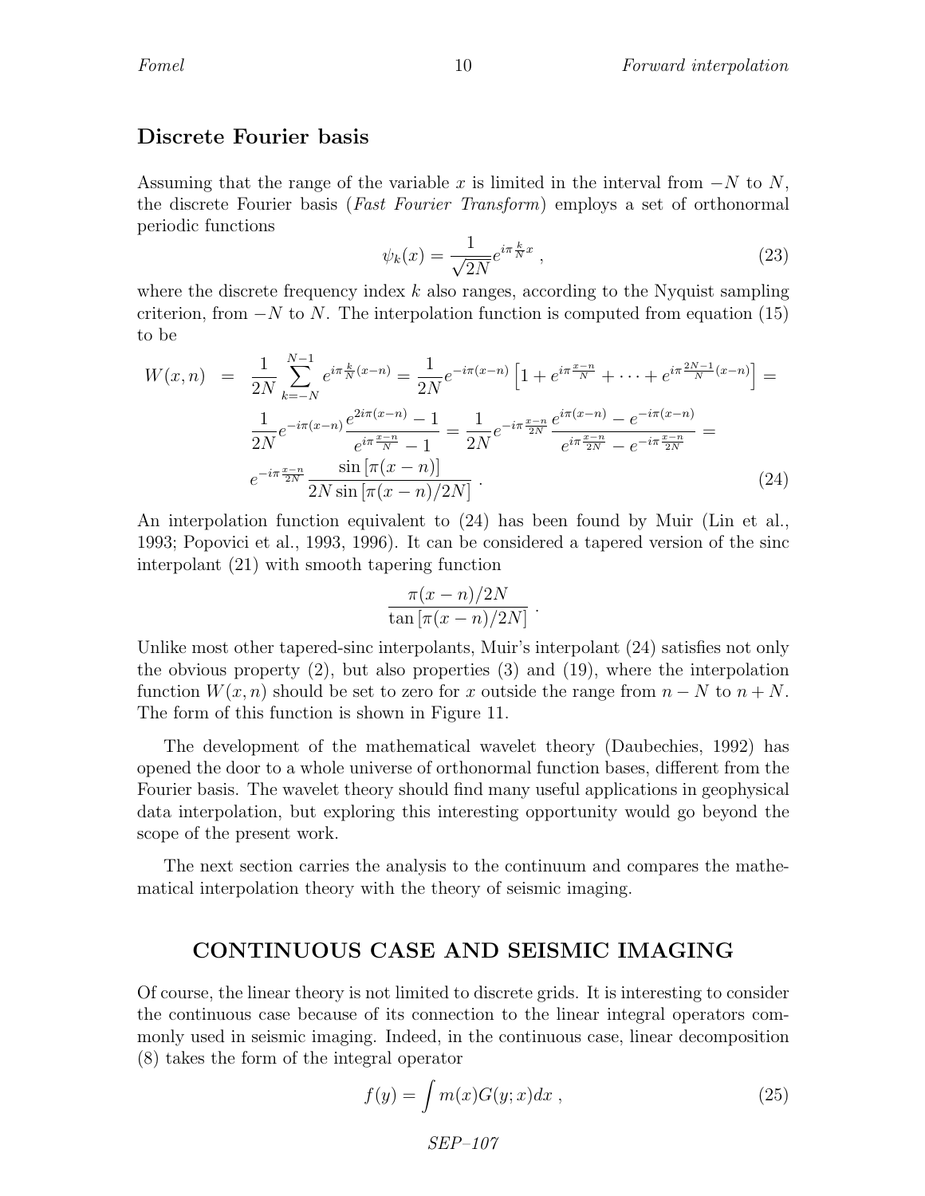### Discrete Fourier basis

Assuming that the range of the variable $x$ is limited in the interval from $-N$ to $N$, the discrete Fourier basis (*Fast Fourier Transform*) employs a set of orthonormal periodic functions

$$\psi_k(x) = \frac{1}{\sqrt{2N}} e^{i\pi \frac{k}{N} x} \; , \tag{23}$$

where the discrete frequency index $k$ also ranges, according to the Nyquist sampling criterion, from $-N$ to $N$. The interpolation function is computed from equation (15) to be

$$\begin{aligned} W(x,n) &= \frac{1}{2N} \sum_{k=-N}^{N-1} e^{i\pi \frac{k}{N}(x-n)} = \frac{1}{2N} e^{-i\pi(x-n)} \left[ 1 + e^{i\pi \frac{x-n}{N}} + \cdots + e^{i\pi \frac{2N-1}{N}(x-n)} \right] = \\ & \frac{1}{2N} e^{-i\pi(x-n)} \frac{e^{2i\pi(x-n)} - 1}{e^{i\pi \frac{x-n}{N}} - 1} = \frac{1}{2N} e^{-i\pi \frac{x-n}{2N}} \frac{e^{i\pi(x-n)} - e^{-i\pi(x-n)}}{e^{i\pi \frac{x-n}{2N}} - e^{-i\pi \frac{x-n}{2N}}} = \\ & e^{-i\pi \frac{x-n}{2N}} \frac{\sin\left[\pi(x-n)\right]}{2N \sin\left[\pi(x-n)/2N\right]} \; . \end{aligned} \tag{24}$$

An interpolation function equivalent to (24) has been found by Muir (Lin et al., 1993; Popovici et al., 1993, 1996). It can be considered a tapered version of the sinc interpolant (21) with smooth tapering function

$$\frac{\pi(x-n)/2N}{\tan\left[\pi(x-n)/2N\right]} \; .$$

Unlike most other tapered-sinc interpolants, Muir's interpolant (24) satisfies not only the obvious property (2), but also properties (3) and (19), where the interpolation function $W(x,n)$ should be set to zero for $x$ outside the range from $n-N$ to $n+N$. The form of this function is shown in Figure 11.

The development of the mathematical wavelet theory (Daubechies, 1992) has opened the door to a whole universe of orthonormal function bases, different from the Fourier basis. The wavelet theory should find many useful applications in geophysical data interpolation, but exploring this interesting opportunity would go beyond the scope of the present work.

The next section carries the analysis to the continuum and compares the mathematical interpolation theory with the theory of seismic imaging.

## CONTINUOUS CASE AND SEISMIC IMAGING

Of course, the linear theory is not limited to discrete grids. It is interesting to consider the continuous case because of its connection to the linear integral operators commonly used in seismic imaging. Indeed, in the continuous case, linear decomposition (8) takes the form of the integral operator

$$f(y) = \int m(x) G(y;x) dx \; , \tag{25}$$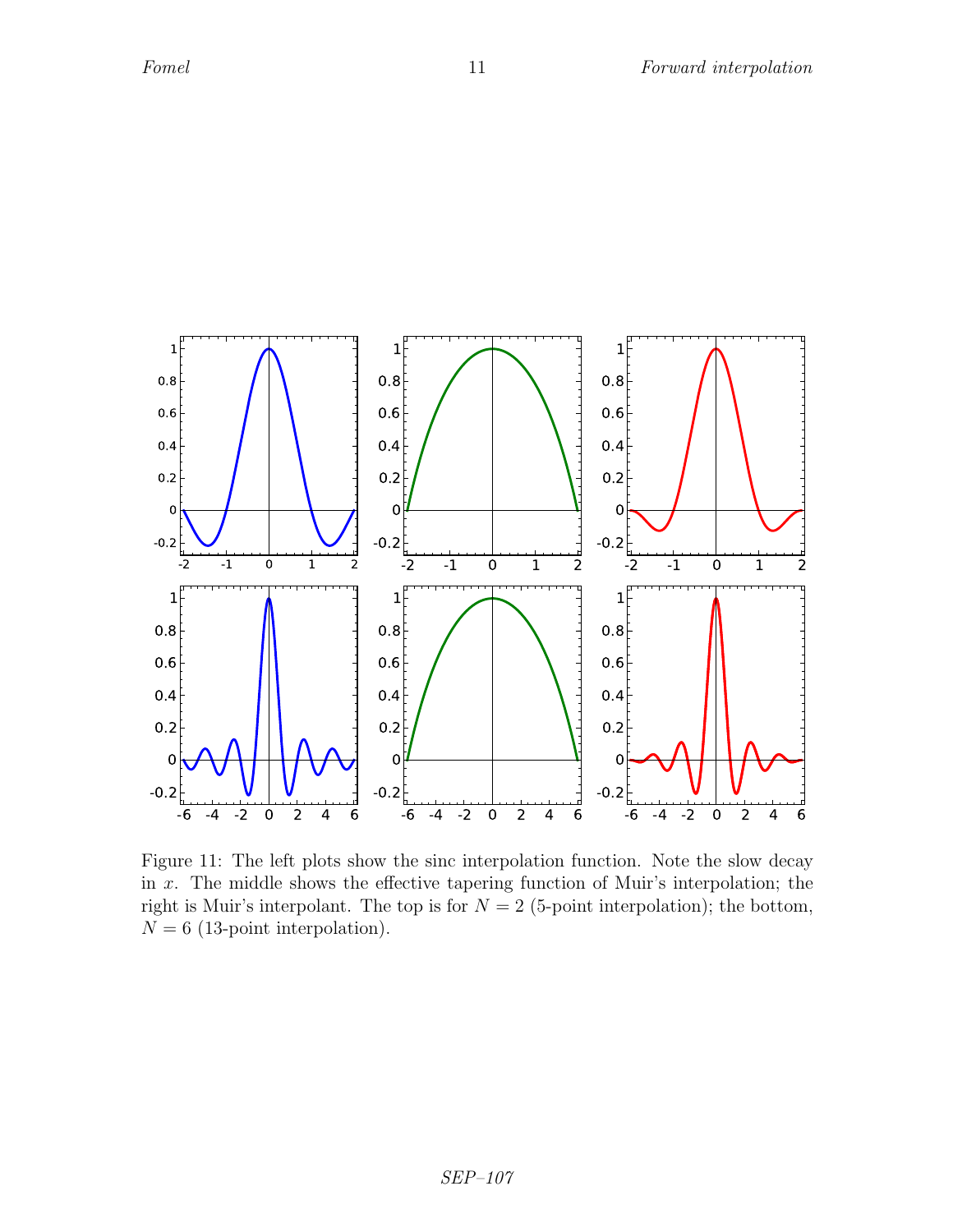Figure 11: The left plots show the sinc interpolation function. Note the slow decay in $x$. The middle shows the effective tapering function of Muir's interpolation; the right is Muir's interpolant. The top is for $N = 2$ (5-point interpolation); the bottom, $N = 6$ (13-point interpolation).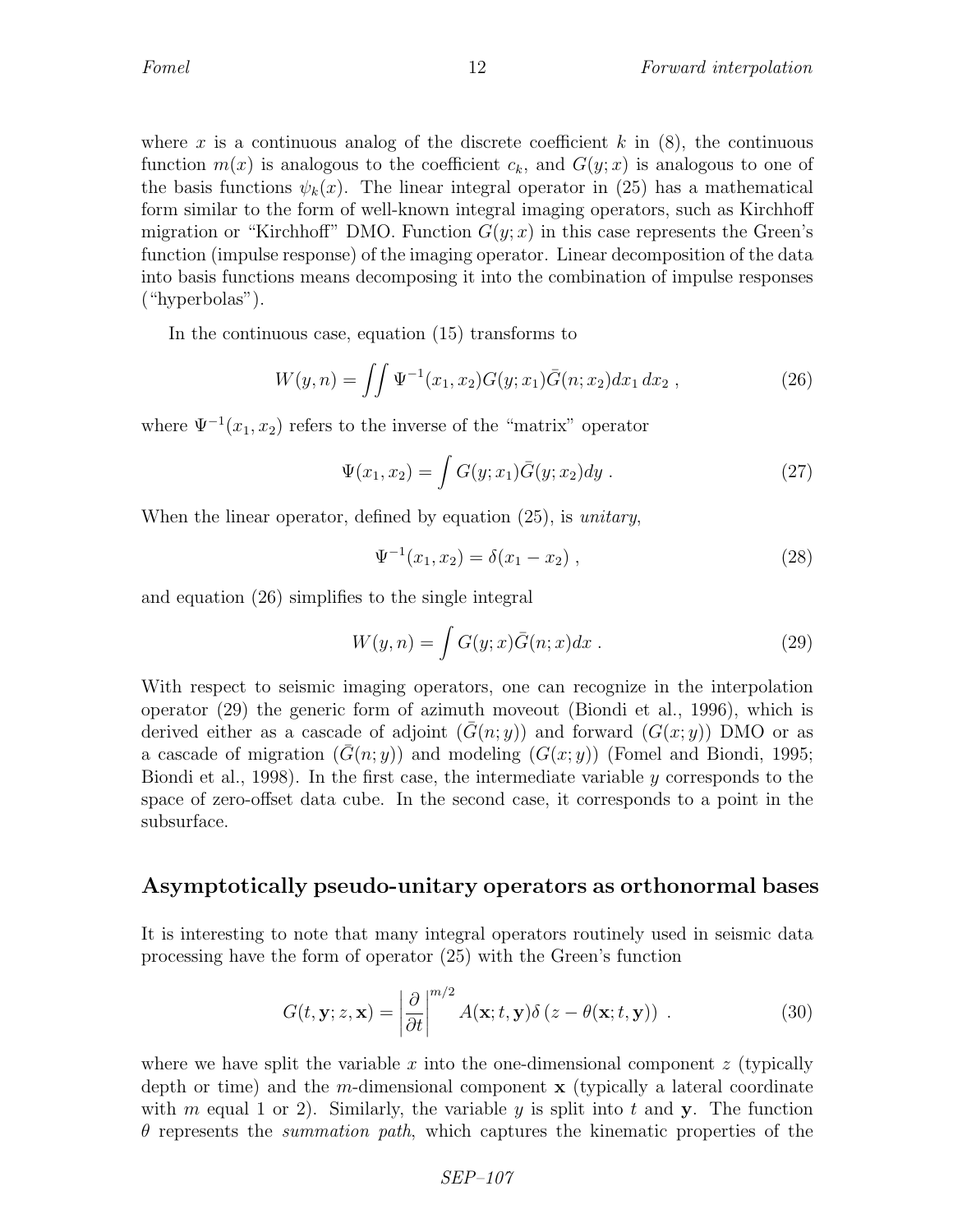where $x$ is a continuous analog of the discrete coefficient $k$ in (8), the continuous function $m(x)$ is analogous to the coefficient $c_k$, and $G(y;x)$ is analogous to one of the basis functions $\psi_k(x)$. The linear integral operator in (25) has a mathematical form similar to the form of well-known integral imaging operators, such as Kirchhoff migration or "Kirchhoff" DMO. Function $G(y;x)$ in this case represents the Green's function (impulse response) of the imaging operator. Linear decomposition of the data into basis functions means decomposing it into the combination of impulse responses ("hyperbolas").

In the continuous case, equation (15) transforms to

$$W(y,n) = \iint \Psi^{-1}(x_1,x_2) G(y;x_1) \bar{G}(n;x_2) dx_1\, dx_2 \;, \tag{26}$$

where $\Psi^{-1}(x_1,x_2)$ refers to the inverse of the "matrix" operator

$$\Psi(x_1,x_2) = \int G(y;x_1) \bar{G}(y;x_2) dy \;. \tag{27}$$

When the linear operator, defined by equation (25), is *unitary*,

$$\Psi^{-1}(x_1,x_2) = \delta(x_1 - x_2) \;, \tag{28}$$

and equation (26) simplifies to the single integral

$$W(y,n) = \int G(y;x) \bar{G}(n;x) dx \;. \tag{29}$$

With respect to seismic imaging operators, one can recognize in the interpolation operator (29) the generic form of azimuth moveout (Biondi et al., 1996), which is derived either as a cascade of adjoint ($\bar{G}(n;y)$) and forward ($G(x;y)$) DMO or as a cascade of migration ($\bar{G}(n;y)$) and modeling ($G(x;y)$) (Fomel and Biondi, 1995; Biondi et al., 1998). In the first case, the intermediate variable $y$ corresponds to the space of zero-offset data cube. In the second case, it corresponds to a point in the subsurface.

## Asymptotically pseudo-unitary operators as orthonormal bases

It is interesting to note that many integral operators routinely used in seismic data processing have the form of operator (25) with the Green's function

$$G(t,\mathbf{y};z,\mathbf{x}) = \left|\frac{\partial}{\partial t}\right|^{m/2} A(\mathbf{x};t,\mathbf{y}) \delta\left(z - \theta(\mathbf{x};t,\mathbf{y})\right) \;. \tag{30}$$

where we have split the variable $x$ into the one-dimensional component $z$ (typically depth or time) and the $m$-dimensional component $\mathbf{x}$ (typically a lateral coordinate with $m$ equal 1 or 2). Similarly, the variable $y$ is split into $t$ and $\mathbf{y}$. The function $\theta$ represents the *summation path*, which captures the kinematic properties of the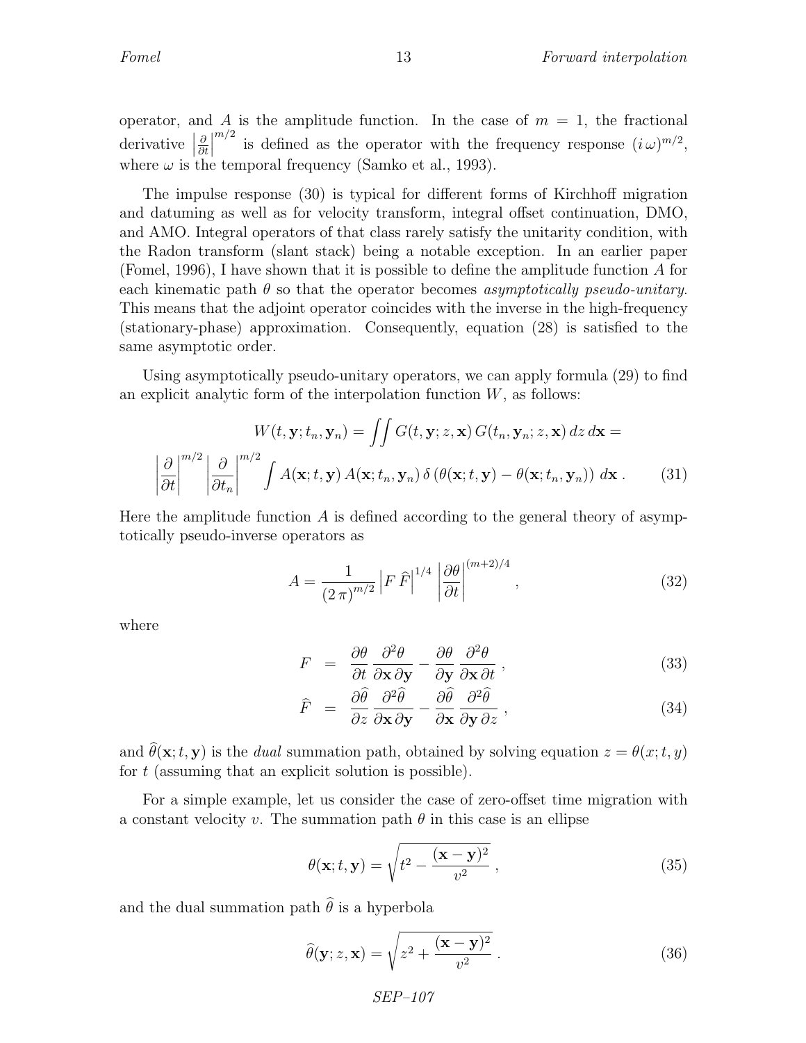operator, and $A$ is the amplitude function. In the case of $m = 1$, the fractional derivative $\left|\frac{\partial}{\partial t}\right|^{m/2}$ is defined as the operator with the frequency response $(i\,\omega)^{m/2}$, where $\omega$ is the temporal frequency (Samko et al., 1993).

The impulse response (30) is typical for different forms of Kirchhoff migration and datuming as well as for velocity transform, integral offset continuation, DMO, and AMO. Integral operators of that class rarely satisfy the unitarity condition, with the Radon transform (slant stack) being a notable exception. In an earlier paper (Fomel, 1996), I have shown that it is possible to define the amplitude function $A$ for each kinematic path $\theta$ so that the operator becomes *asymptotically pseudo-unitary*. This means that the adjoint operator coincides with the inverse in the high-frequency (stationary-phase) approximation. Consequently, equation (28) is satisfied to the same asymptotic order.

Using asymptotically pseudo-unitary operators, we can apply formula (29) to find an explicit analytic form of the interpolation function $W$, as follows:

$$W(t,\mathbf{y};t_n,\mathbf{y}_n) = \iint G(t,\mathbf{y};z,\mathbf{x})\,G(t_n,\mathbf{y}_n;z,\mathbf{x})\,dz\,d\mathbf{x} =$$

$$\left|\frac{\partial}{\partial t}\right|^{m/2} \left|\frac{\partial}{\partial t_n}\right|^{m/2} \int A(\mathbf{x};t,\mathbf{y})\,A(\mathbf{x};t_n,\mathbf{y}_n)\,\delta\left(\theta(\mathbf{x};t,\mathbf{y}) - \theta(\mathbf{x};t_n,\mathbf{y}_n)\right)\,d\mathbf{x}\,. \tag{31}$$

Here the amplitude function $A$ is defined according to the general theory of asymptotically pseudo-inverse operators as

$$A = \frac{1}{(2\,\pi)^{m/2}} \left|F\,\widehat{F}\right|^{1/4} \left|\frac{\partial\theta}{\partial t}\right|^{(m+2)/4}\,, \tag{32}$$

where

$$F = \frac{\partial\theta}{\partial t}\,\frac{\partial^2\theta}{\partial\mathbf{x}\,\partial\mathbf{y}} - \frac{\partial\theta}{\partial\mathbf{y}}\,\frac{\partial^2\theta}{\partial\mathbf{x}\,\partial t}\,, \tag{33}$$

$$\widehat{F} = \frac{\partial\widehat{\theta}}{\partial z}\,\frac{\partial^2\widehat{\theta}}{\partial\mathbf{x}\,\partial\mathbf{y}} - \frac{\partial\widehat{\theta}}{\partial\mathbf{x}}\,\frac{\partial^2\widehat{\theta}}{\partial\mathbf{y}\,\partial z}\,, \tag{34}$$

and $\widehat{\theta}(\mathbf{x};t,\mathbf{y})$ is the *dual* summation path, obtained by solving equation $z = \theta(x;t,y)$ for $t$ (assuming that an explicit solution is possible).

For a simple example, let us consider the case of zero-offset time migration with a constant velocity $v$. The summation path $\theta$ in this case is an ellipse

$$\theta(\mathbf{x};t,\mathbf{y}) = \sqrt{t^2 - \frac{(\mathbf{x}-\mathbf{y})^2}{v^2}}\,, \tag{35}$$

and the dual summation path $\widehat{\theta}$ is a hyperbola

$$\widehat{\theta}(\mathbf{y};z,\mathbf{x}) = \sqrt{z^2 + \frac{(\mathbf{x}-\mathbf{y})^2}{v^2}}\,. \tag{36}$$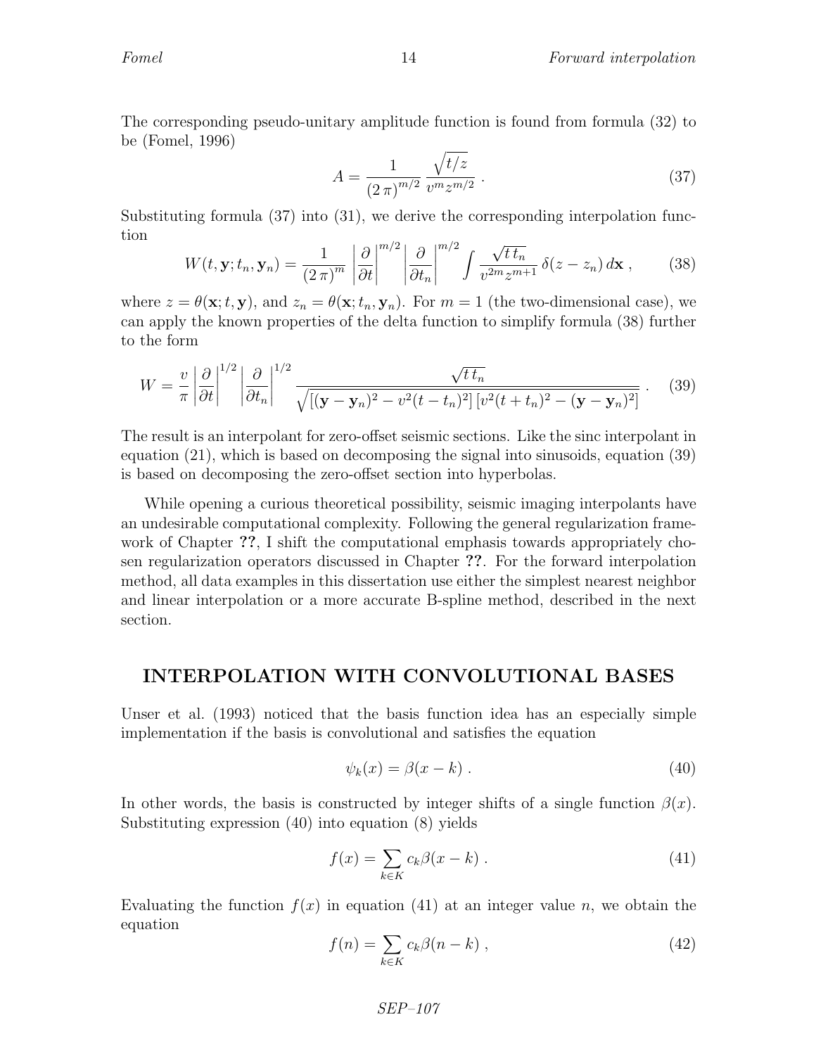The corresponding pseudo-unitary amplitude function is found from formula (32) to be (Fomel, 1996)

$$A = \frac{1}{(2\,\pi)^{m/2}}\,\frac{\sqrt{t/z}}{v^m z^{m/2}}\ . \tag{37}$$

Substituting formula (37) into (31), we derive the corresponding interpolation function

$$W(t,\mathbf{y};t_n,\mathbf{y}_n) = \frac{1}{(2\,\pi)^m}\left|\frac{\partial}{\partial t}\right|^{m/2}\left|\frac{\partial}{\partial t_n}\right|^{m/2}\int \frac{\sqrt{t\,t_n}}{v^{2m} z^{m+1}}\,\delta(z-z_n)\,d\mathbf{x}\ , \tag{38}$$

where $z = \theta(\mathbf{x};t,\mathbf{y})$, and $z_n = \theta(\mathbf{x};t_n,\mathbf{y}_n)$. For $m = 1$ (the two-dimensional case), we can apply the known properties of the delta function to simplify formula (38) further to the form

$$W = \frac{v}{\pi}\left|\frac{\partial}{\partial t}\right|^{1/2}\left|\frac{\partial}{\partial t_n}\right|^{1/2}\frac{\sqrt{t\,t_n}}{\sqrt{\left[(\mathbf{y}-\mathbf{y}_n)^2 - v^2(t-t_n)^2\right]\left[v^2(t+t_n)^2 - (\mathbf{y}-\mathbf{y}_n)^2\right]}}\ . \tag{39}$$

The result is an interpolant for zero-offset seismic sections. Like the sinc interpolant in equation (21), which is based on decomposing the signal into sinusoids, equation (39) is based on decomposing the zero-offset section into hyperbolas.

While opening a curious theoretical possibility, seismic imaging interpolants have an undesirable computational complexity. Following the general regularization framework of Chapter **??**, I shift the computational emphasis towards appropriately chosen regularization operators discussed in Chapter **??**. For the forward interpolation method, all data examples in this dissertation use either the simplest nearest neighbor and linear interpolation or a more accurate B-spline method, described in the next section.

## INTERPOLATION WITH CONVOLUTIONAL BASES

Unser et al. (1993) noticed that the basis function idea has an especially simple implementation if the basis is convolutional and satisfies the equation

$$\psi_k(x) = \beta(x-k)\ . \tag{40}$$

In other words, the basis is constructed by integer shifts of a single function $\beta(x)$. Substituting expression (40) into equation (8) yields

$$f(x) = \sum_{k\in K} c_k \beta(x-k)\ . \tag{41}$$

Evaluating the function $f(x)$ in equation (41) at an integer value $n$, we obtain the equation

$$f(n) = \sum_{k\in K} c_k \beta(n-k)\ , \tag{42}$$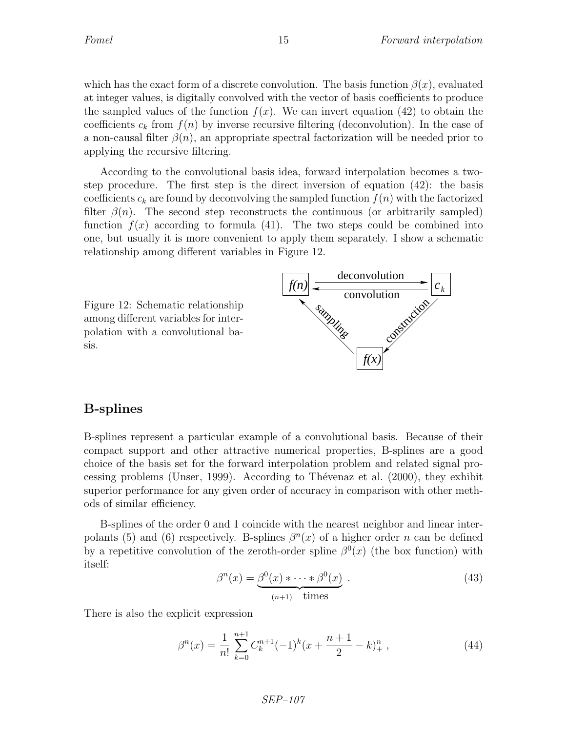which has the exact form of a discrete convolution. The basis function $\beta(x)$, evaluated at integer values, is digitally convolved with the vector of basis coefficients to produce the sampled values of the function $f(x)$. We can invert equation (42) to obtain the coefficients $c_k$ from $f(n)$ by inverse recursive filtering (deconvolution). In the case of a non-causal filter $\beta(n)$, an appropriate spectral factorization will be needed prior to applying the recursive filtering.

According to the convolutional basis idea, forward interpolation becomes a two-step procedure. The first step is the direct inversion of equation (42): the basis coefficients $c_k$ are found by deconvolving the sampled function $f(n)$ with the factorized filter $\beta(n)$. The second step reconstructs the continuous (or arbitrarily sampled) function $f(x)$ according to formula (41). The two steps could be combined into one, but usually it is more convenient to apply them separately. I show a schematic relationship among different variables in Figure 12.

Figure 12: Schematic relationship among different variables for interpolation with a convolutional basis.

## B-splines

B-splines represent a particular example of a convolutional basis. Because of their compact support and other attractive numerical properties, B-splines are a good choice of the basis set for the forward interpolation problem and related signal processing problems (Unser, 1999). According to Thévenaz et al. (2000), they exhibit superior performance for any given order of accuracy in comparison with other methods of similar efficiency.

B-splines of the order 0 and 1 coincide with the nearest neighbor and linear interpolants (5) and (6) respectively. B-splines $\beta^n(x)$ of a higher order $n$ can be defined by a repetitive convolution of the zeroth-order spline $\beta^0(x)$ (the box function) with itself:

$$\beta^n(x) = \underbrace{\beta^0(x) * \cdots * \beta^0(x)}_{(n+1) \quad \text{times}} \; . \tag{43}$$

There is also the explicit expression

$$\beta^n(x) = \frac{1}{n!} \sum_{k=0}^{n+1} C_k^{n+1} (-1)^k (x + \frac{n+1}{2} - k)_+^n \; , \tag{44}$$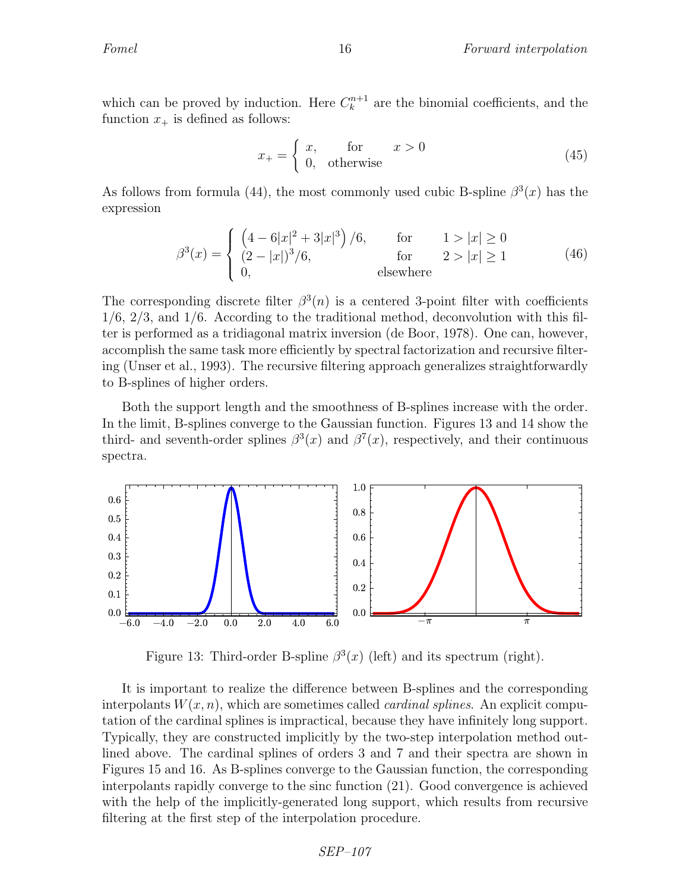which can be proved by induction. Here $C_k^{n+1}$ are the binomial coefficients, and the function $x_+$ is defined as follows:

$$x_+ = \left\{ \begin{array}{ll} x, & \text{for} \quad x > 0 \\ 0, & \text{otherwise} \end{array} \right. \tag{45}$$

As follows from formula (44), the most commonly used cubic B-spline $\beta^3(x)$ has the expression

$$\beta^3(x) = \left\{ \begin{array}{lll} \left(4 - 6|x|^2 + 3|x|^3\right)/6, & \text{for} & 1 > |x| \geq 0 \\ (2 - |x|)^3/6, & \text{for} & 2 > |x| \geq 1 \\ 0, & \text{elsewhere} & \end{array} \right. \tag{46}$$

The corresponding discrete filter $\beta^3(n)$ is a centered 3-point filter with coefficients 1/6, 2/3, and 1/6. According to the traditional method, deconvolution with this filter is performed as a tridiagonal matrix inversion (de Boor, 1978). One can, however, accomplish the same task more efficiently by spectral factorization and recursive filtering (Unser et al., 1993). The recursive filtering approach generalizes straightforwardly to B-splines of higher orders.

Both the support length and the smoothness of B-splines increase with the order. In the limit, B-splines converge to the Gaussian function. Figures 13 and 14 show the third- and seventh-order splines $\beta^3(x)$ and $\beta^7(x)$, respectively, and their continuous spectra.

Figure 13: Third-order B-spline $\beta^3(x)$ (left) and its spectrum (right).

It is important to realize the difference between B-splines and the corresponding interpolants $W(x, n)$, which are sometimes called *cardinal splines*. An explicit computation of the cardinal splines is impractical, because they have infinitely long support. Typically, they are constructed implicitly by the two-step interpolation method outlined above. The cardinal splines of orders 3 and 7 and their spectra are shown in Figures 15 and 16. As B-splines converge to the Gaussian function, the corresponding interpolants rapidly converge to the sinc function (21). Good convergence is achieved with the help of the implicitly-generated long support, which results from recursive filtering at the first step of the interpolation procedure.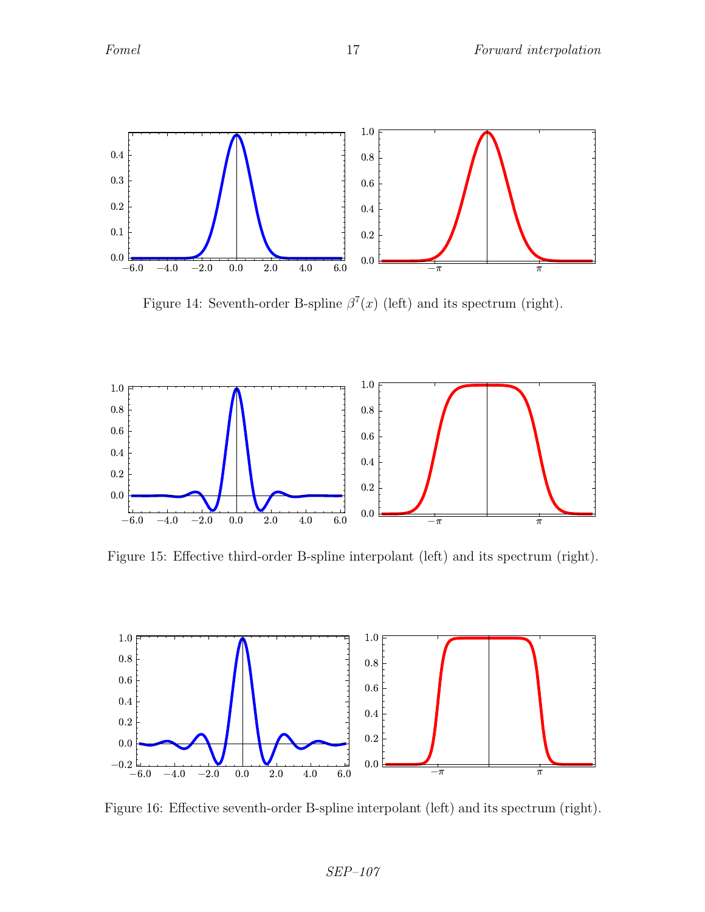Figure 14: Seventh-order B-spline $\beta^7(x)$ (left) and its spectrum (right).

Figure 15: Effective third-order B-spline interpolant (left) and its spectrum (right).

Figure 16: Effective seventh-order B-spline interpolant (left) and its spectrum (right).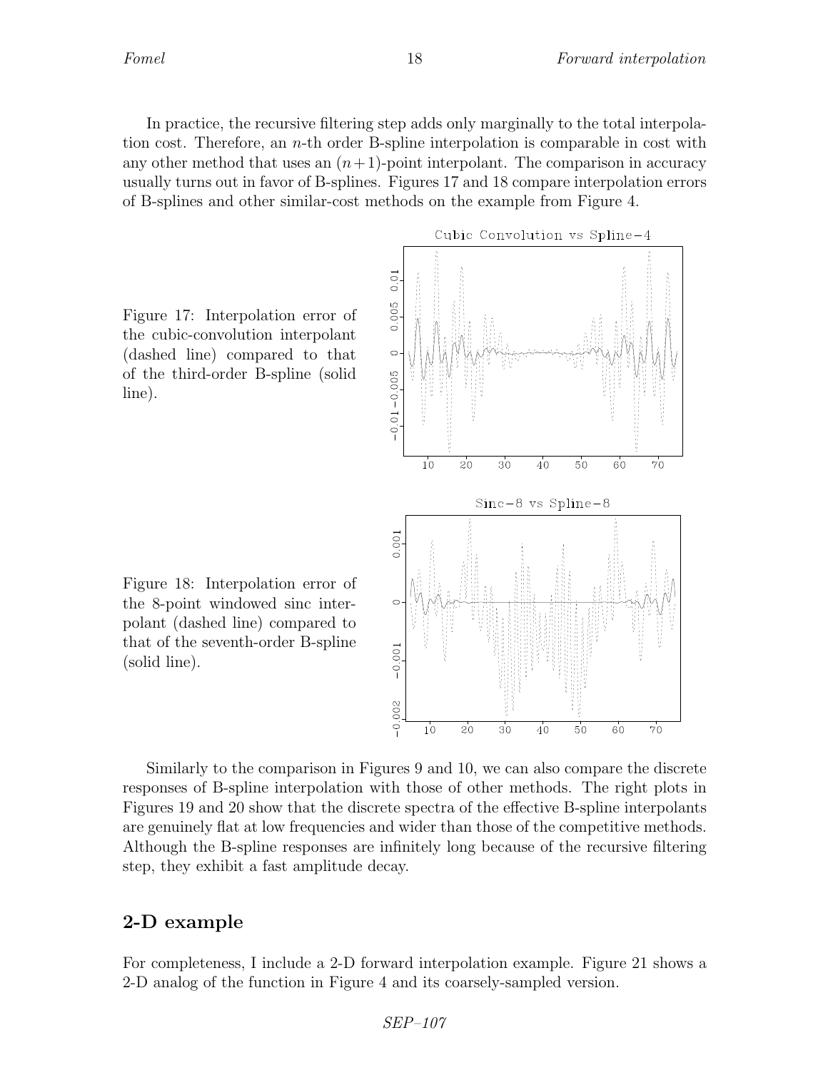In practice, the recursive filtering step adds only marginally to the total interpolation cost. Therefore, an $n$-th order B-spline interpolation is comparable in cost with any other method that uses an $(n+1)$-point interpolant. The comparison in accuracy usually turns out in favor of B-splines. Figures 17 and 18 compare interpolation errors of B-splines and other similar-cost methods on the example from Figure 4.

Figure 17: Interpolation error of the cubic-convolution interpolant (dashed line) compared to that of the third-order B-spline (solid line).

Figure 18: Interpolation error of the 8-point windowed sinc interpolant (dashed line) compared to that of the seventh-order B-spline (solid line).

Similarly to the comparison in Figures 9 and 10, we can also compare the discrete responses of B-spline interpolation with those of other methods. The right plots in Figures 19 and 20 show that the discrete spectra of the effective B-spline interpolants are genuinely flat at low frequencies and wider than those of the competitive methods. Although the B-spline responses are infinitely long because of the recursive filtering step, they exhibit a fast amplitude decay.

## 2-D example

For completeness, I include a 2-D forward interpolation example. Figure 21 shows a 2-D analog of the function in Figure 4 and its coarsely-sampled version.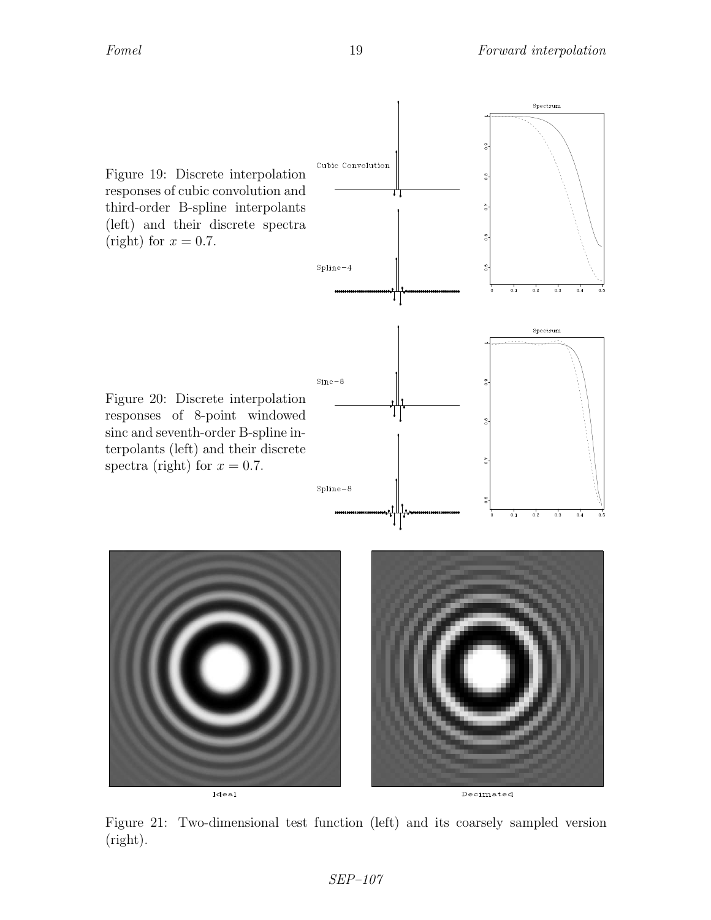Figure 19: Discrete interpolation responses of cubic convolution and third-order B-spline interpolants (left) and their discrete spectra (right) for $x = 0.7$.

Figure 20: Discrete interpolation responses of 8-point windowed sinc and seventh-order B-spline interpolants (left) and their discrete spectra (right) for $x = 0.7$.

Figure 21: Two-dimensional test function (left) and its coarsely sampled version (right).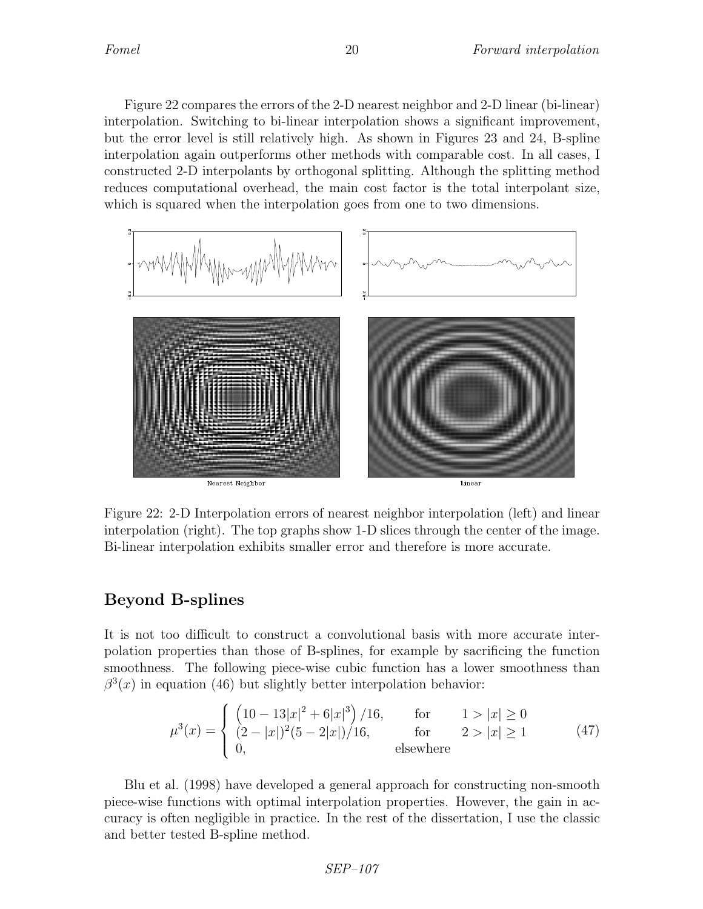Figure 22 compares the errors of the 2-D nearest neighbor and 2-D linear (bi-linear) interpolation. Switching to bi-linear interpolation shows a significant improvement, but the error level is still relatively high. As shown in Figures 23 and 24, B-spline interpolation again outperforms other methods with comparable cost. In all cases, I constructed 2-D interpolants by orthogonal splitting. Although the splitting method reduces computational overhead, the main cost factor is the total interpolant size, which is squared when the interpolation goes from one to two dimensions.

Figure 22: 2-D Interpolation errors of nearest neighbor interpolation (left) and linear interpolation (right). The top graphs show 1-D slices through the center of the image. Bi-linear interpolation exhibits smaller error and therefore is more accurate.

## Beyond B-splines

It is not too difficult to construct a convolutional basis with more accurate interpolation properties than those of B-splines, for example by sacrificing the function smoothness. The following piece-wise cubic function has a lower smoothness than $\beta^3(x)$ in equation (46) but slightly better interpolation behavior:

$$\mu^3(x) = \begin{cases} \left(10 - 13|x|^2 + 6|x|^3\right)/16, & \text{for} \quad 1 > |x| \geq 0 \\ (2 - |x|)^2(5 - 2|x|)/16, & \text{for} \quad 2 > |x| \geq 1 \\ 0, & \text{elsewhere} \end{cases} \tag{47}$$

Blu et al. (1998) have developed a general approach for constructing non-smooth piece-wise functions with optimal interpolation properties. However, the gain in accuracy is often negligible in practice. In the rest of the dissertation, I use the classic and better tested B-spline method.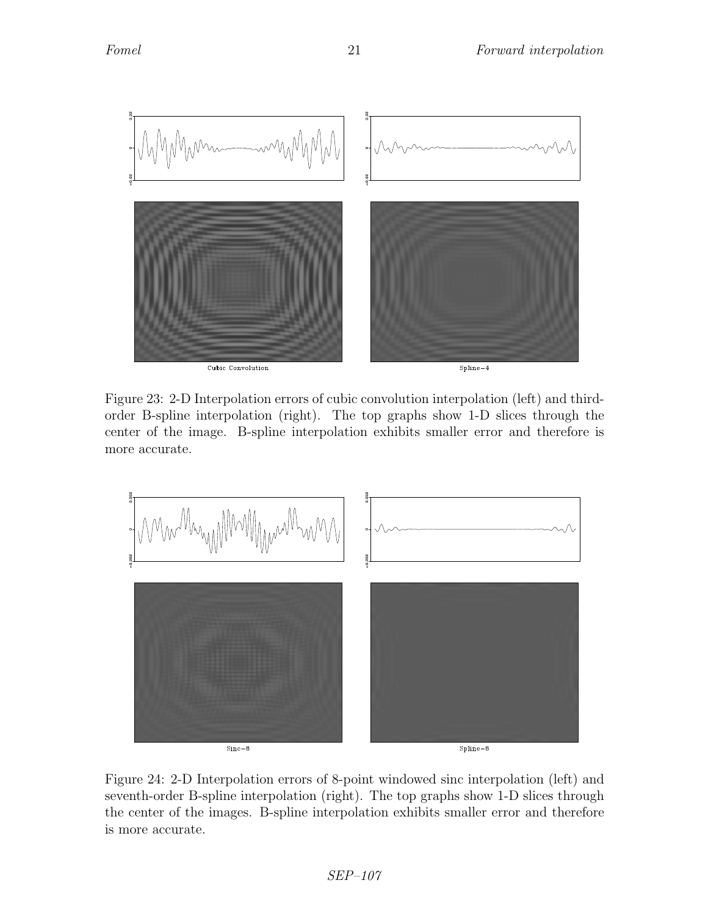Figure 23: 2-D Interpolation errors of cubic convolution interpolation (left) and third-order B-spline interpolation (right). The top graphs show 1-D slices through the center of the image. B-spline interpolation exhibits smaller error and therefore is more accurate.

Figure 24: 2-D Interpolation errors of 8-point windowed sinc interpolation (left) and seventh-order B-spline interpolation (right). The top graphs show 1-D slices through the center of the images. B-spline interpolation exhibits smaller error and therefore is more accurate.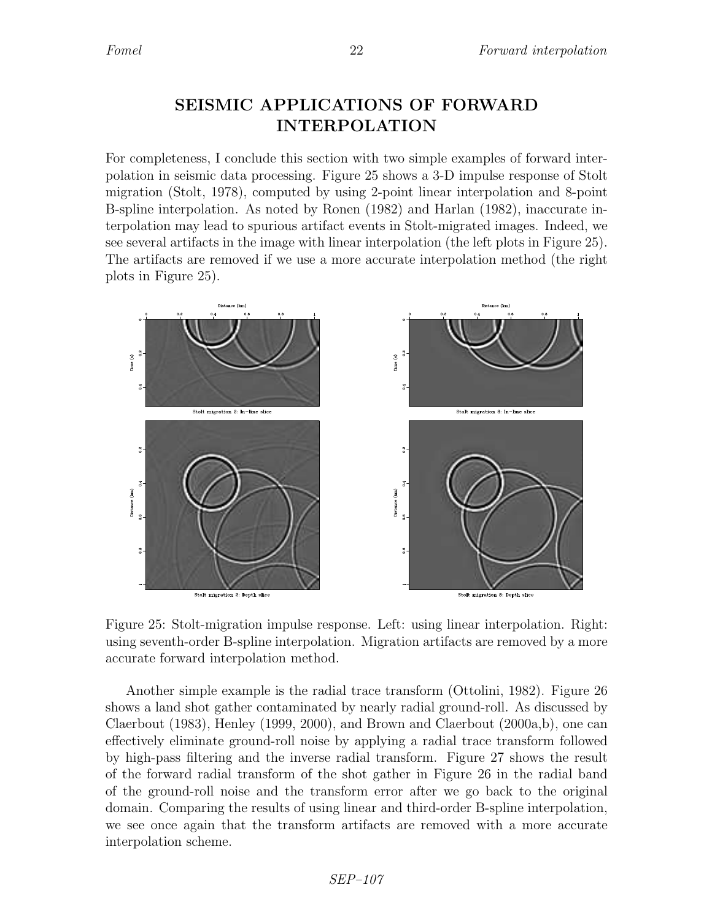## SEISMIC APPLICATIONS OF FORWARD INTERPOLATION

For completeness, I conclude this section with two simple examples of forward interpolation in seismic data processing. Figure 25 shows a 3-D impulse response of Stolt migration (Stolt, 1978), computed by using 2-point linear interpolation and 8-point B-spline interpolation. As noted by Ronen (1982) and Harlan (1982), inaccurate interpolation may lead to spurious artifact events in Stolt-migrated images. Indeed, we see several artifacts in the image with linear interpolation (the left plots in Figure 25). The artifacts are removed if we use a more accurate interpolation method (the right plots in Figure 25).

Figure 25: Stolt-migration impulse response. Left: using linear interpolation. Right: using seventh-order B-spline interpolation. Migration artifacts are removed by a more accurate forward interpolation method.

Another simple example is the radial trace transform (Ottolini, 1982). Figure 26 shows a land shot gather contaminated by nearly radial ground-roll. As discussed by Claerbout (1983), Henley (1999, 2000), and Brown and Claerbout (2000a,b), one can effectively eliminate ground-roll noise by applying a radial trace transform followed by high-pass filtering and the inverse radial transform. Figure 27 shows the result of the forward radial transform of the shot gather in Figure 26 in the radial band of the ground-roll noise and the transform error after we go back to the original domain. Comparing the results of using linear and third-order B-spline interpolation, we see once again that the transform artifacts are removed with a more accurate interpolation scheme.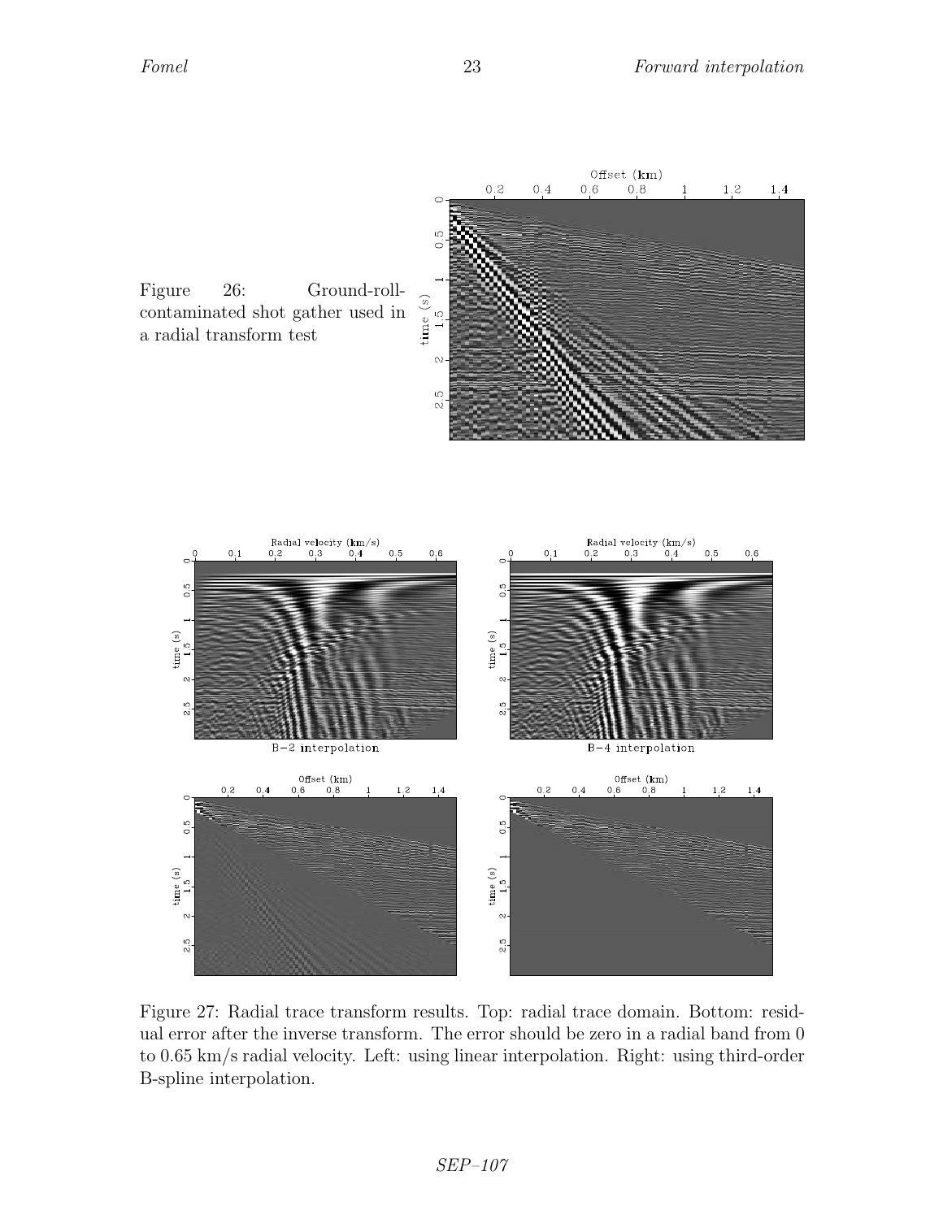Figure 26: Ground-roll-contaminated shot gather used in a radial transform test

Figure 27: Radial trace transform results. Top: radial trace domain. Bottom: residual error after the inverse transform. The error should be zero in a radial band from 0 to 0.65 km/s radial velocity. Left: using linear interpolation. Right: using third-order B-spline interpolation.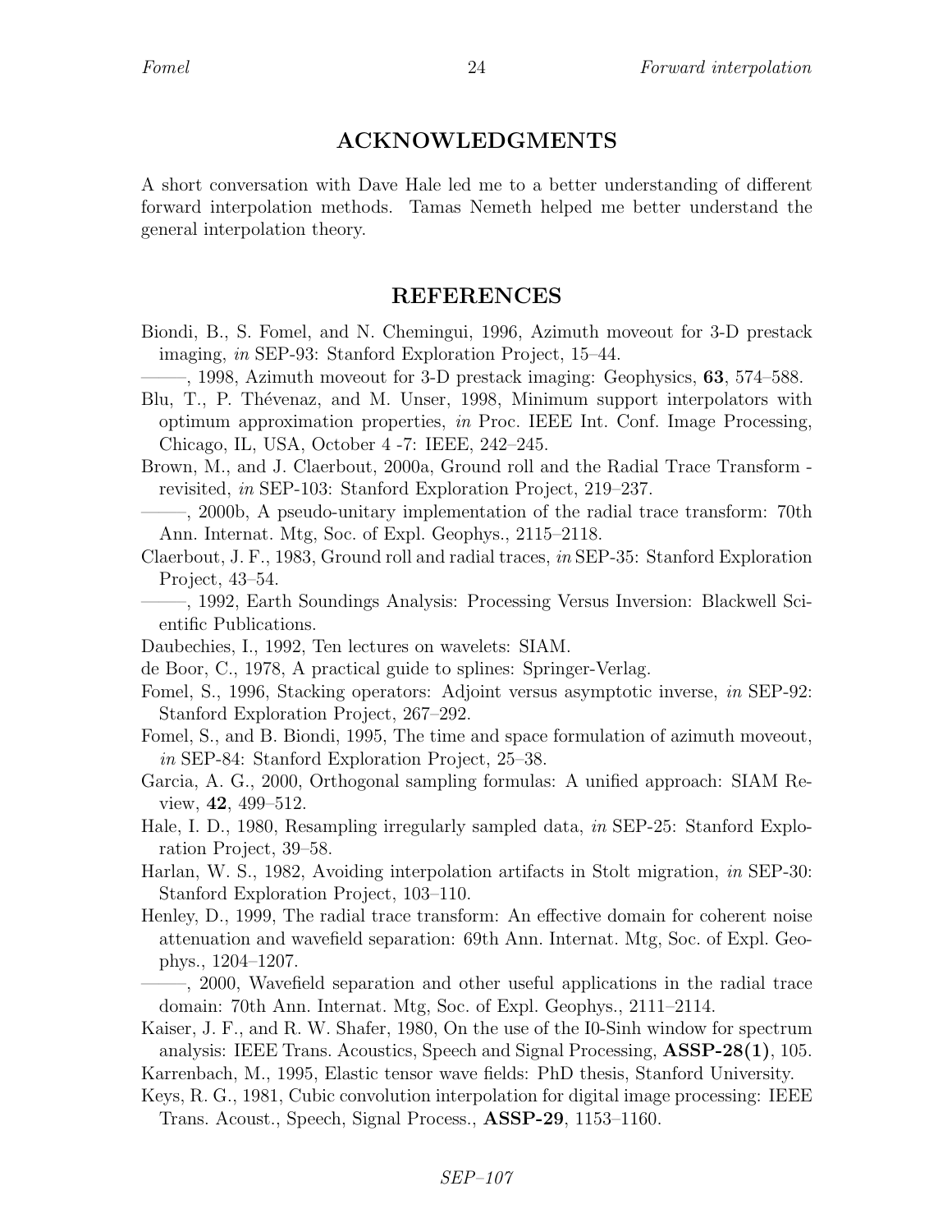## ACKNOWLEDGMENTS

A short conversation with Dave Hale led me to a better understanding of different forward interpolation methods. Tamas Nemeth helped me better understand the general interpolation theory.

## REFERENCES

Biondi, B., S. Fomel, and N. Chemingui, 1996, Azimuth moveout for 3-D prestack imaging, *in* SEP-93: Stanford Exploration Project, 15–44.

———, 1998, Azimuth moveout for 3-D prestack imaging: Geophysics, **63**, 574–588.

Blu, T., P. Thévenaz, and M. Unser, 1998, Minimum support interpolators with optimum approximation properties, *in* Proc. IEEE Int. Conf. Image Processing, Chicago, IL, USA, October 4 -7: IEEE, 242–245.

Brown, M., and J. Claerbout, 2000a, Ground roll and the Radial Trace Transform - revisited, *in* SEP-103: Stanford Exploration Project, 219–237.

———, 2000b, A pseudo-unitary implementation of the radial trace transform: 70th Ann. Internat. Mtg, Soc. of Expl. Geophys., 2115–2118.

Claerbout, J. F., 1983, Ground roll and radial traces, *in* SEP-35: Stanford Exploration Project, 43–54.

———, 1992, Earth Soundings Analysis: Processing Versus Inversion: Blackwell Scientific Publications.

Daubechies, I., 1992, Ten lectures on wavelets: SIAM.

de Boor, C., 1978, A practical guide to splines: Springer-Verlag.

Fomel, S., 1996, Stacking operators: Adjoint versus asymptotic inverse, *in* SEP-92: Stanford Exploration Project, 267–292.

Fomel, S., and B. Biondi, 1995, The time and space formulation of azimuth moveout, *in* SEP-84: Stanford Exploration Project, 25–38.

Garcia, A. G., 2000, Orthogonal sampling formulas: A unified approach: SIAM Review, **42**, 499–512.

Hale, I. D., 1980, Resampling irregularly sampled data, *in* SEP-25: Stanford Exploration Project, 39–58.

Harlan, W. S., 1982, Avoiding interpolation artifacts in Stolt migration, *in* SEP-30: Stanford Exploration Project, 103–110.

Henley, D., 1999, The radial trace transform: An effective domain for coherent noise attenuation and wavefield separation: 69th Ann. Internat. Mtg, Soc. of Expl. Geophys., 1204–1207.

———, 2000, Wavefield separation and other useful applications in the radial trace domain: 70th Ann. Internat. Mtg, Soc. of Expl. Geophys., 2111–2114.

Kaiser, J. F., and R. W. Shafer, 1980, On the use of the I0-Sinh window for spectrum analysis: IEEE Trans. Acoustics, Speech and Signal Processing, **ASSP-28(1)**, 105.

Karrenbach, M., 1995, Elastic tensor wave fields: PhD thesis, Stanford University.

Keys, R. G., 1981, Cubic convolution interpolation for digital image processing: IEEE Trans. Acoust., Speech, Signal Process., **ASSP-29**, 1153–1160.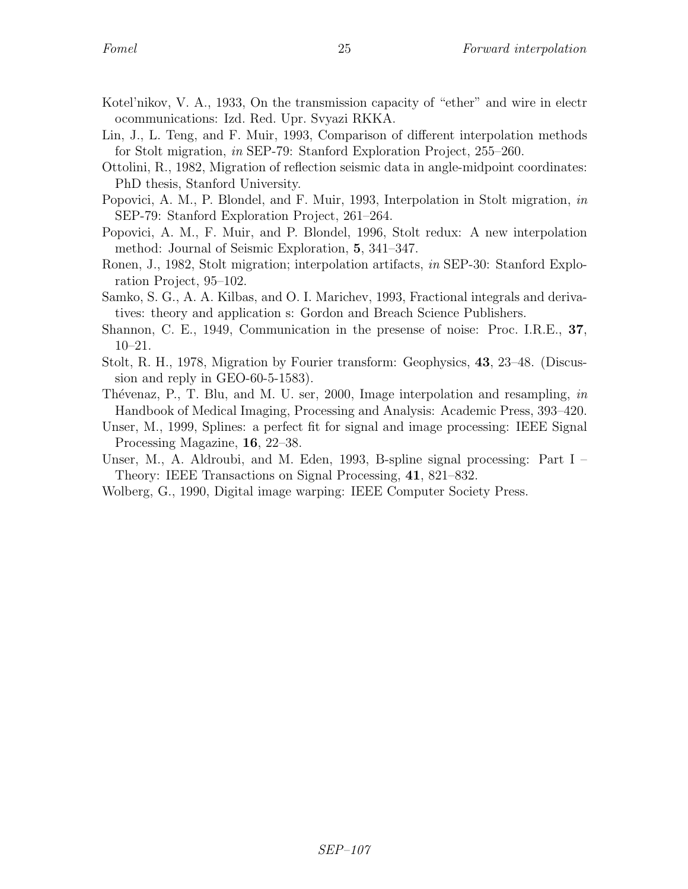Kotel'nikov, V. A., 1933, On the transmission capacity of "ether" and wire in electr ocommunications: Izd. Red. Upr. Svyazi RKKA.

Lin, J., L. Teng, and F. Muir, 1993, Comparison of different interpolation methods for Stolt migration, *in* SEP-79: Stanford Exploration Project, 255–260.

Ottolini, R., 1982, Migration of reflection seismic data in angle-midpoint coordinates: PhD thesis, Stanford University.

Popovici, A. M., P. Blondel, and F. Muir, 1993, Interpolation in Stolt migration, *in* SEP-79: Stanford Exploration Project, 261–264.

Popovici, A. M., F. Muir, and P. Blondel, 1996, Stolt redux: A new interpolation method: Journal of Seismic Exploration, **5**, 341–347.

Ronen, J., 1982, Stolt migration; interpolation artifacts, *in* SEP-30: Stanford Exploration Project, 95–102.

Samko, S. G., A. A. Kilbas, and O. I. Marichev, 1993, Fractional integrals and derivatives: theory and application s: Gordon and Breach Science Publishers.

Shannon, C. E., 1949, Communication in the presense of noise: Proc. I.R.E., **37**, 10–21.

Stolt, R. H., 1978, Migration by Fourier transform: Geophysics, **43**, 23–48. (Discussion and reply in GEO-60-5-1583).

Thévenaz, P., T. Blu, and M. U. ser, 2000, Image interpolation and resampling, *in* Handbook of Medical Imaging, Processing and Analysis: Academic Press, 393–420.

Unser, M., 1999, Splines: a perfect fit for signal and image processing: IEEE Signal Processing Magazine, **16**, 22–38.

Unser, M., A. Aldroubi, and M. Eden, 1993, B-spline signal processing: Part I – Theory: IEEE Transactions on Signal Processing, **41**, 821–832.

Wolberg, G., 1990, Digital image warping: IEEE Computer Society Press.